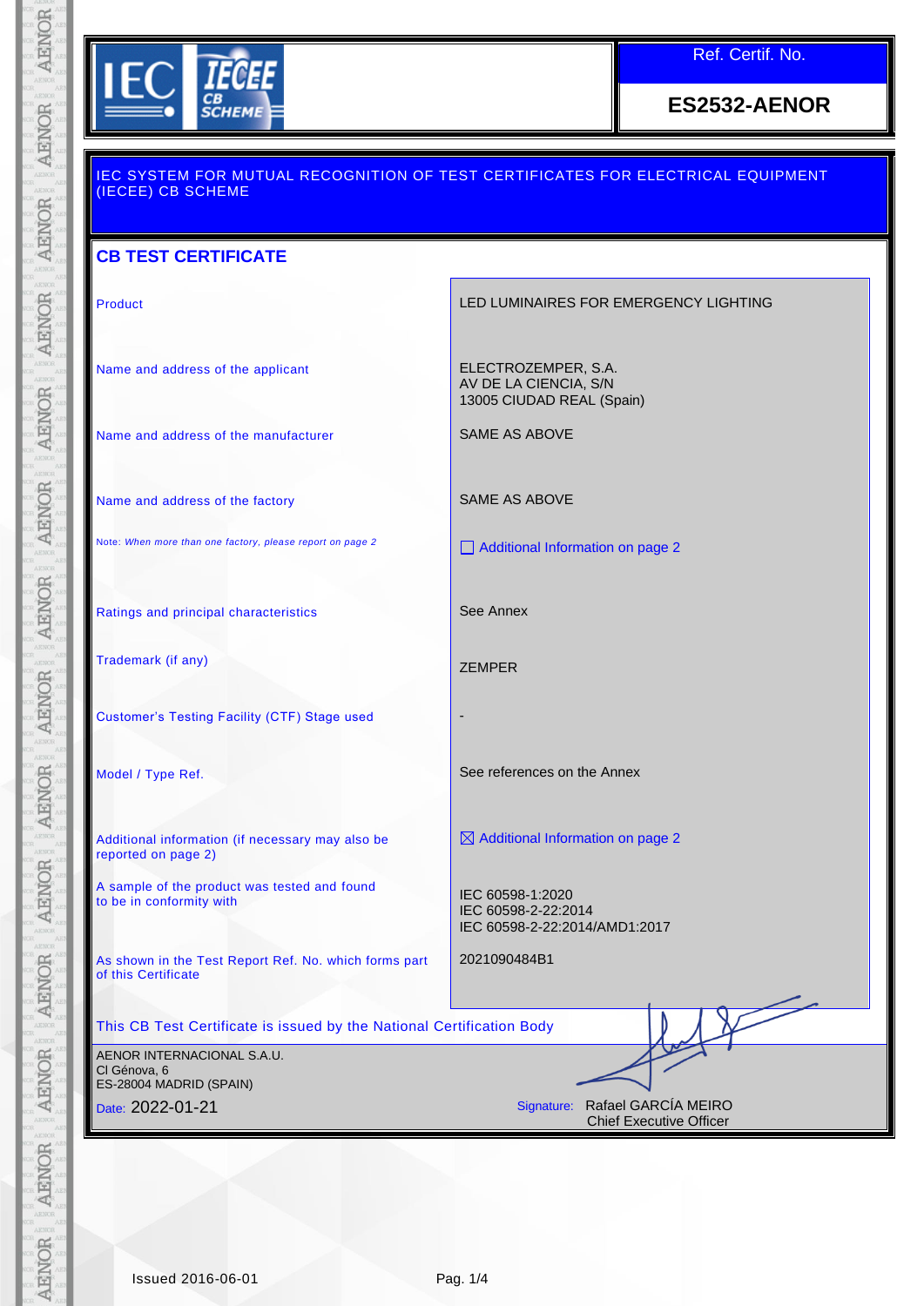Ref. Certif. No.

**ES2532-AENOR**

IEC SYSTEM FOR MUTUAL RECOGNITION OF TEST CERTIFICATES FOR ELECTRICAL EQUIPMENT (IECEE) CB SCHEME

## CB TEST CERTIFICATE

| | |
|---|---|
| Product | LED LUMINAIRES FOR EMERGENCY LIGHTING |
| Name and address of the applicant | ELECTROZEMPER, S.A.<br>AV DE LA CIENCIA, S/N<br>13005 CIUDAD REAL (Spain) |
| Name and address of the manufacturer | SAME AS ABOVE |
| Name and address of the factory | SAME AS ABOVE |
| Note: *When more than one factory, please report on page 2* | ☐ Additional Information on page 2 |
| Ratings and principal characteristics | See Annex |
| Trademark (if any) | ZEMPER |
| Customer's Testing Facility (CTF) Stage used | - |
| Model / Type Ref. | See references on the Annex |
| Additional information (if necessary may also be reported on page 2) | ☒ Additional Information on page 2 |
| A sample of the product was tested and found to be in conformity with | IEC 60598-1:2020<br>IEC 60598-2-22:2014<br>IEC 60598-2-22:2014/AMD1:2017 |
| As shown in the Test Report Ref. No. which forms part of this Certificate | 2021090484B1 |

This CB Test Certificate is issued by the National Certification Body

AENOR INTERNACIONAL S.A.U.
Cl Génova, 6
ES-28004 MADRID (SPAIN)

Date: 2022-01-21

Signature: Rafael GARCÍA MEIRO
Chief Executive Officer

Issued 2016-06-01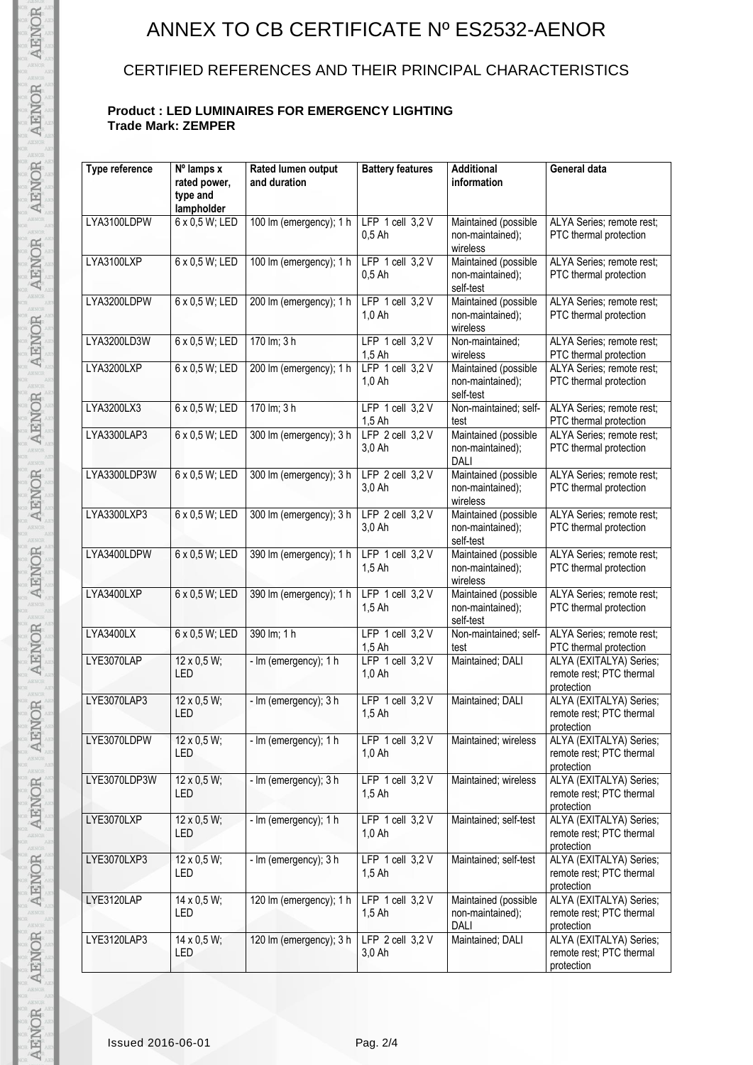# ANNEX TO CB CERTIFICATE Nº ES2532-AENOR

## CERTIFIED REFERENCES AND THEIR PRINCIPAL CHARACTERISTICS

**Product : LED LUMINAIRES FOR EMERGENCY LIGHTING**
**Trade Mark: ZEMPER**

| Type reference | Nº lamps x rated power, type and lampholder | Rated lumen output and duration | Battery features | Additional information | General data |
|---|---|---|---|---|---|
| LYA3100LDPW | 6 x 0,5 W; LED | 100 lm (emergency); 1 h | LFP 1 cell 3,2 V 0,5 Ah | Maintained (possible non-maintained); wireless | ALYA Series; remote rest; PTC thermal protection |
| LYA3100LXP | 6 x 0,5 W; LED | 100 lm (emergency); 1 h | LFP 1 cell 3,2 V 0,5 Ah | Maintained (possible non-maintained); self-test | ALYA Series; remote rest; PTC thermal protection |
| LYA3200LDPW | 6 x 0,5 W; LED | 200 lm (emergency); 1 h | LFP 1 cell 3,2 V 1,0 Ah | Maintained (possible non-maintained); wireless | ALYA Series; remote rest; PTC thermal protection |
| LYA3200LD3W | 6 x 0,5 W; LED | 170 lm; 3 h | LFP 1 cell 3,2 V 1,5 Ah | Non-maintained; wireless | ALYA Series; remote rest; PTC thermal protection |
| LYA3200LXP | 6 x 0,5 W; LED | 200 lm (emergency); 1 h | LFP 1 cell 3,2 V 1,0 Ah | Maintained (possible non-maintained); self-test | ALYA Series; remote rest; PTC thermal protection |
| LYA3200LX3 | 6 x 0,5 W; LED | 170 lm; 3 h | LFP 1 cell 3,2 V 1,5 Ah | Non-maintained; self-test | ALYA Series; remote rest; PTC thermal protection |
| LYA3300LAP3 | 6 x 0,5 W; LED | 300 lm (emergency); 3 h | LFP 2 cell 3,2 V 3,0 Ah | Maintained (possible non-maintained); DALI | ALYA Series; remote rest; PTC thermal protection |
| LYA3300LDP3W | 6 x 0,5 W; LED | 300 lm (emergency); 3 h | LFP 2 cell 3,2 V 3,0 Ah | Maintained (possible non-maintained); wireless | ALYA Series; remote rest; PTC thermal protection |
| LYA3300LXP3 | 6 x 0,5 W; LED | 300 lm (emergency); 3 h | LFP 2 cell 3,2 V 3,0 Ah | Maintained (possible non-maintained); self-test | ALYA Series; remote rest; PTC thermal protection |
| LYA3400LDPW | 6 x 0,5 W; LED | 390 lm (emergency); 1 h | LFP 1 cell 3,2 V 1,5 Ah | Maintained (possible non-maintained); wireless | ALYA Series; remote rest; PTC thermal protection |
| LYA3400LXP | 6 x 0,5 W; LED | 390 lm (emergency); 1 h | LFP 1 cell 3,2 V 1,5 Ah | Maintained (possible non-maintained); self-test | ALYA Series; remote rest; PTC thermal protection |
| LYA3400LX | 6 x 0,5 W; LED | 390 lm; 1 h | LFP 1 cell 3,2 V 1,5 Ah | Non-maintained; self-test | ALYA Series; remote rest; PTC thermal protection |
| LYE3070LAP | 12 x 0,5 W; LED | - lm (emergency); 1 h | LFP 1 cell 3,2 V 1,0 Ah | Maintained; DALI | ALYA (EXITALYA) Series; remote rest; PTC thermal protection |
| LYE3070LAP3 | 12 x 0,5 W; LED | - lm (emergency); 3 h | LFP 1 cell 3,2 V 1,5 Ah | Maintained; DALI | ALYA (EXITALYA) Series; remote rest; PTC thermal protection |
| LYE3070LDPW | 12 x 0,5 W; LED | - lm (emergency); 1 h | LFP 1 cell 3,2 V 1,0 Ah | Maintained; wireless | ALYA (EXITALYA) Series; remote rest; PTC thermal protection |
| LYE3070LDP3W | 12 x 0,5 W; LED | - lm (emergency); 3 h | LFP 1 cell 3,2 V 1,5 Ah | Maintained; wireless | ALYA (EXITALYA) Series; remote rest; PTC thermal protection |
| LYE3070LXP | 12 x 0,5 W; LED | - lm (emergency); 1 h | LFP 1 cell 3,2 V 1,0 Ah | Maintained; self-test | ALYA (EXITALYA) Series; remote rest; PTC thermal protection |
| LYE3070LXP3 | 12 x 0,5 W; LED | - lm (emergency); 3 h | LFP 1 cell 3,2 V 1,5 Ah | Maintained; self-test | ALYA (EXITALYA) Series; remote rest; PTC thermal protection |
| LYE3120LAP | 14 x 0,5 W; LED | 120 lm (emergency); 1 h | LFP 1 cell 3,2 V 1,5 Ah | Maintained (possible non-maintained); DALI | ALYA (EXITALYA) Series; remote rest; PTC thermal protection |
| LYE3120LAP3 | 14 x 0,5 W; LED | 120 lm (emergency); 3 h | LFP 2 cell 3,2 V 3,0 Ah | Maintained; DALI | ALYA (EXITALYA) Series; remote rest; PTC thermal protection |

Issued 2016-06-01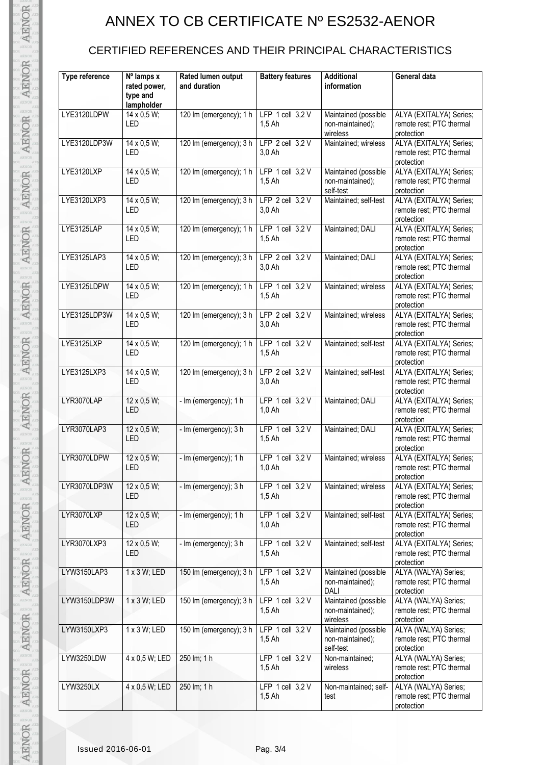# ANNEX TO CB CERTIFICATE Nº ES2532-AENOR

## CERTIFIED REFERENCES AND THEIR PRINCIPAL CHARACTERISTICS

| Type reference | Nº lamps x rated power, type and lampholder | Rated lumen output and duration | Battery features | Additional information | General data |
|---|---|---|---|---|---|
| LYE3120LDPW | 14 x 0,5 W; LED | 120 lm (emergency); 1 h | LFP 1 cell 3,2 V 1,5 Ah | Maintained (possible non-maintained); wireless | ALYA (EXITALYA) Series; remote rest; PTC thermal protection |
| LYE3120LDP3W | 14 x 0,5 W; LED | 120 lm (emergency); 3 h | LFP 2 cell 3,2 V 3,0 Ah | Maintained; wireless | ALYA (EXITALYA) Series; remote rest; PTC thermal protection |
| LYE3120LXP | 14 x 0,5 W; LED | 120 lm (emergency); 1 h | LFP 1 cell 3,2 V 1,5 Ah | Maintained (possible non-maintained); self-test | ALYA (EXITALYA) Series; remote rest; PTC thermal protection |
| LYE3120LXP3 | 14 x 0,5 W; LED | 120 lm (emergency); 3 h | LFP 2 cell 3,2 V 3,0 Ah | Maintained; self-test | ALYA (EXITALYA) Series; remote rest; PTC thermal protection |
| LYE3125LAP | 14 x 0,5 W; LED | 120 lm (emergency); 1 h | LFP 1 cell 3,2 V 1,5 Ah | Maintained; DALI | ALYA (EXITALYA) Series; remote rest; PTC thermal protection |
| LYE3125LAP3 | 14 x 0,5 W; LED | 120 lm (emergency); 3 h | LFP 2 cell 3,2 V 3,0 Ah | Maintained; DALI | ALYA (EXITALYA) Series; remote rest; PTC thermal protection |
| LYE3125LDPW | 14 x 0,5 W; LED | 120 lm (emergency); 1 h | LFP 1 cell 3,2 V 1,5 Ah | Maintained; wireless | ALYA (EXITALYA) Series; remote rest; PTC thermal protection |
| LYE3125LDP3W | 14 x 0,5 W; LED | 120 lm (emergency); 3 h | LFP 2 cell 3,2 V 3,0 Ah | Maintained; wireless | ALYA (EXITALYA) Series; remote rest; PTC thermal protection |
| LYE3125LXP | 14 x 0,5 W; LED | 120 lm (emergency); 1 h | LFP 1 cell 3,2 V 1,5 Ah | Maintained; self-test | ALYA (EXITALYA) Series; remote rest; PTC thermal protection |
| LYE3125LXP3 | 14 x 0,5 W; LED | 120 lm (emergency); 3 h | LFP 2 cell 3,2 V 3,0 Ah | Maintained; self-test | ALYA (EXITALYA) Series; remote rest; PTC thermal protection |
| LYR3070LAP | 12 x 0,5 W; LED | - lm (emergency); 1 h | LFP 1 cell 3,2 V 1,0 Ah | Maintained; DALI | ALYA (EXITALYA) Series; remote rest; PTC thermal protection |
| LYR3070LAP3 | 12 x 0,5 W; LED | - lm (emergency); 3 h | LFP 1 cell 3,2 V 1,5 Ah | Maintained; DALI | ALYA (EXITALYA) Series; remote rest; PTC thermal protection |
| LYR3070LDPW | 12 x 0,5 W; LED | - lm (emergency); 1 h | LFP 1 cell 3,2 V 1,0 Ah | Maintained; wireless | ALYA (EXITALYA) Series; remote rest; PTC thermal protection |
| LYR3070LDP3W | 12 x 0,5 W; LED | - lm (emergency); 3 h | LFP 1 cell 3,2 V 1,5 Ah | Maintained; wireless | ALYA (EXITALYA) Series; remote rest; PTC thermal protection |
| LYR3070LXP | 12 x 0,5 W; LED | - lm (emergency); 1 h | LFP 1 cell 3,2 V 1,0 Ah | Maintained; self-test | ALYA (EXITALYA) Series; remote rest; PTC thermal protection |
| LYR3070LXP3 | 12 x 0,5 W; LED | - lm (emergency); 3 h | LFP 1 cell 3,2 V 1,5 Ah | Maintained; self-test | ALYA (EXITALYA) Series; remote rest; PTC thermal protection |
| LYW3150LAP3 | 1 x 3 W; LED | 150 lm (emergency); 3 h | LFP 1 cell 3,2 V 1,5 Ah | Maintained (possible non-maintained); DALI | ALYA (WALYA) Series; remote rest; PTC thermal protection |
| LYW3150LDP3W | 1 x 3 W; LED | 150 lm (emergency); 3 h | LFP 1 cell 3,2 V 1,5 Ah | Maintained (possible non-maintained); wireless | ALYA (WALYA) Series; remote rest; PTC thermal protection |
| LYW3150LXP3 | 1 x 3 W; LED | 150 lm (emergency); 3 h | LFP 1 cell 3,2 V 1,5 Ah | Maintained (possible non-maintained); self-test | ALYA (WALYA) Series; remote rest; PTC thermal protection |
| LYW3250LDW | 4 x 0,5 W; LED | 250 lm; 1 h | LFP 1 cell 3,2 V 1,5 Ah | Non-maintained; wireless | ALYA (WALYA) Series; remote rest; PTC thermal protection |
| LYW3250LX | 4 x 0,5 W; LED | 250 lm; 1 h | LFP 1 cell 3,2 V 1,5 Ah | Non-maintained; self-test | ALYA (WALYA) Series; remote rest; PTC thermal protection |

Issued 2016-06-01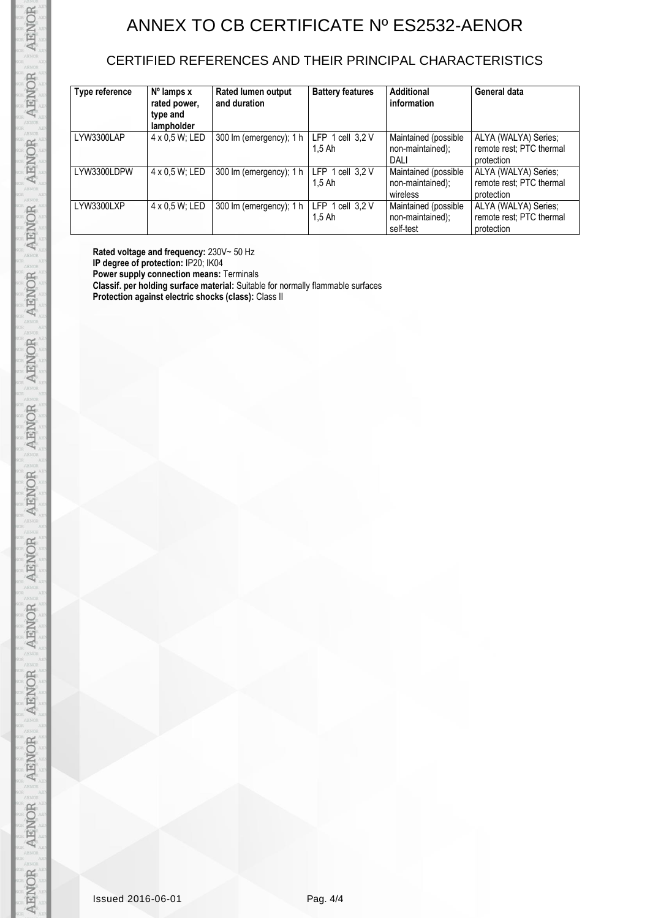# ANNEX TO CB CERTIFICATE Nº ES2532-AENOR

## CERTIFIED REFERENCES AND THEIR PRINCIPAL CHARACTERISTICS

| Type reference | Nº lamps x rated power, type and lampholder | Rated lumen output and duration | Battery features | Additional information | General data |
|---|---|---|---|---|---|
| LYW3300LAP | 4 x 0,5 W; LED | 300 lm (emergency); 1 h | LFP 1 cell 3,2 V 1,5 Ah | Maintained (possible non-maintained); DALI | ALYA (WALYA) Series; remote rest; PTC thermal protection |
| LYW3300LDPW | 4 x 0,5 W; LED | 300 lm (emergency); 1 h | LFP 1 cell 3,2 V 1,5 Ah | Maintained (possible non-maintained); wireless | ALYA (WALYA) Series; remote rest; PTC thermal protection |
| LYW3300LXP | 4 x 0,5 W; LED | 300 lm (emergency); 1 h | LFP 1 cell 3,2 V 1,5 Ah | Maintained (possible non-maintained); self-test | ALYA (WALYA) Series; remote rest; PTC thermal protection |

**Rated voltage and frequency:** 230V~ 50 Hz
**IP degree of protection:** IP20; IK04
**Power supply connection means:** Terminals
**Classif. per holding surface material:** Suitable for normally flammable surfaces
**Protection against electric shocks (class):** Class II

Issued 2016-06-01